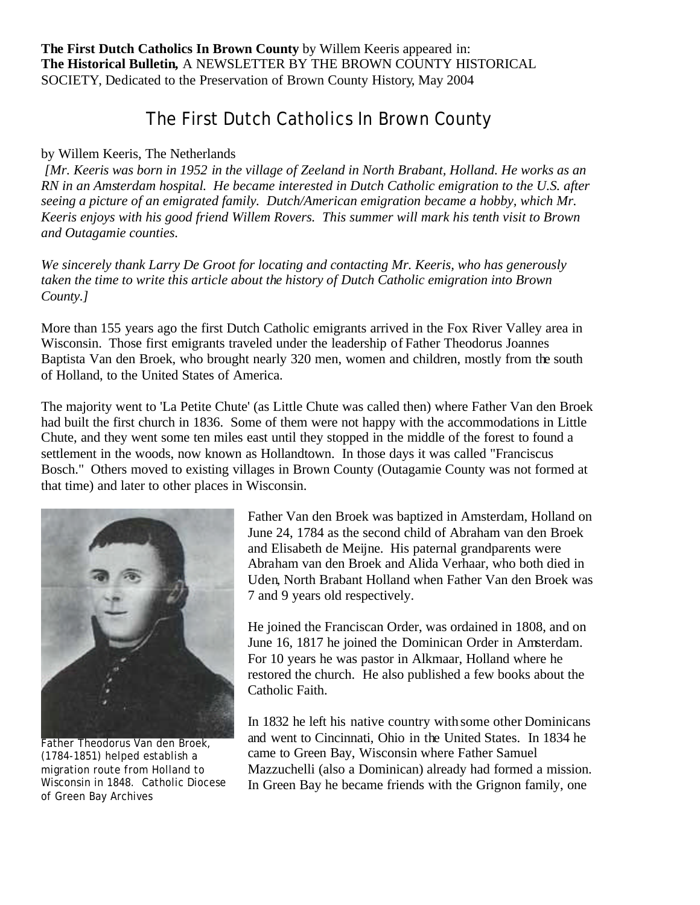**The First Dutch Catholics In Brown County** by Willem Keeris appeared in:
**The Historical Bulletin,** A NEWSLETTER BY THE BROWN COUNTY HISTORICAL SOCIETY, Dedicated to the Preservation of Brown County History, May 2004

# The First Dutch Catholics In Brown County

by Willem Keeris, The Netherlands

*[Mr. Keeris was born in 1952 in the village of Zeeland in North Brabant, Holland. He works as an RN in an Amsterdam hospital. He became interested in Dutch Catholic emigration to the U.S. after seeing a picture of an emigrated family. Dutch/American emigration became a hobby, which Mr. Keeris enjoys with his good friend Willem Rovers. This summer will mark his tenth visit to Brown and Outagamie counties.*

*We sincerely thank Larry De Groot for locating and contacting Mr. Keeris, who has generously taken the time to write this article about the history of Dutch Catholic emigration into Brown County.]*

More than 155 years ago the first Dutch Catholic emigrants arrived in the Fox River Valley area in Wisconsin. Those first emigrants traveled under the leadership of Father Theodorus Joannes Baptista Van den Broek, who brought nearly 320 men, women and children, mostly from the south of Holland, to the United States of America.

The majority went to 'La Petite Chute' (as Little Chute was called then) where Father Van den Broek had built the first church in 1836. Some of them were not happy with the accommodations in Little Chute, and they went some ten miles east until they stopped in the middle of the forest to found a settlement in the woods, now known as Hollandtown. In those days it was called "Franciscus Bosch." Others moved to existing villages in Brown County (Outagamie County was not formed at that time) and later to other places in Wisconsin.

Father Theodorus Van den Broek, (1784-1851) helped establish a migration route from Holland to Wisconsin in 1848. Catholic Diocese of Green Bay Archives

Father Van den Broek was baptized in Amsterdam, Holland on June 24, 1784 as the second child of Abraham van den Broek and Elisabeth de Meijne. His paternal grandparents were Abraham van den Broek and Alida Verhaar, who both died in Uden, North Brabant Holland when Father Van den Broek was 7 and 9 years old respectively.

He joined the Franciscan Order, was ordained in 1808, and on June 16, 1817 he joined the Dominican Order in Amsterdam. For 10 years he was pastor in Alkmaar, Holland where he restored the church. He also published a few books about the Catholic Faith.

In 1832 he left his native country with some other Dominicans and went to Cincinnati, Ohio in the United States. In 1834 he came to Green Bay, Wisconsin where Father Samuel Mazzuchelli (also a Dominican) already had formed a mission. In Green Bay he became friends with the Grignon family, one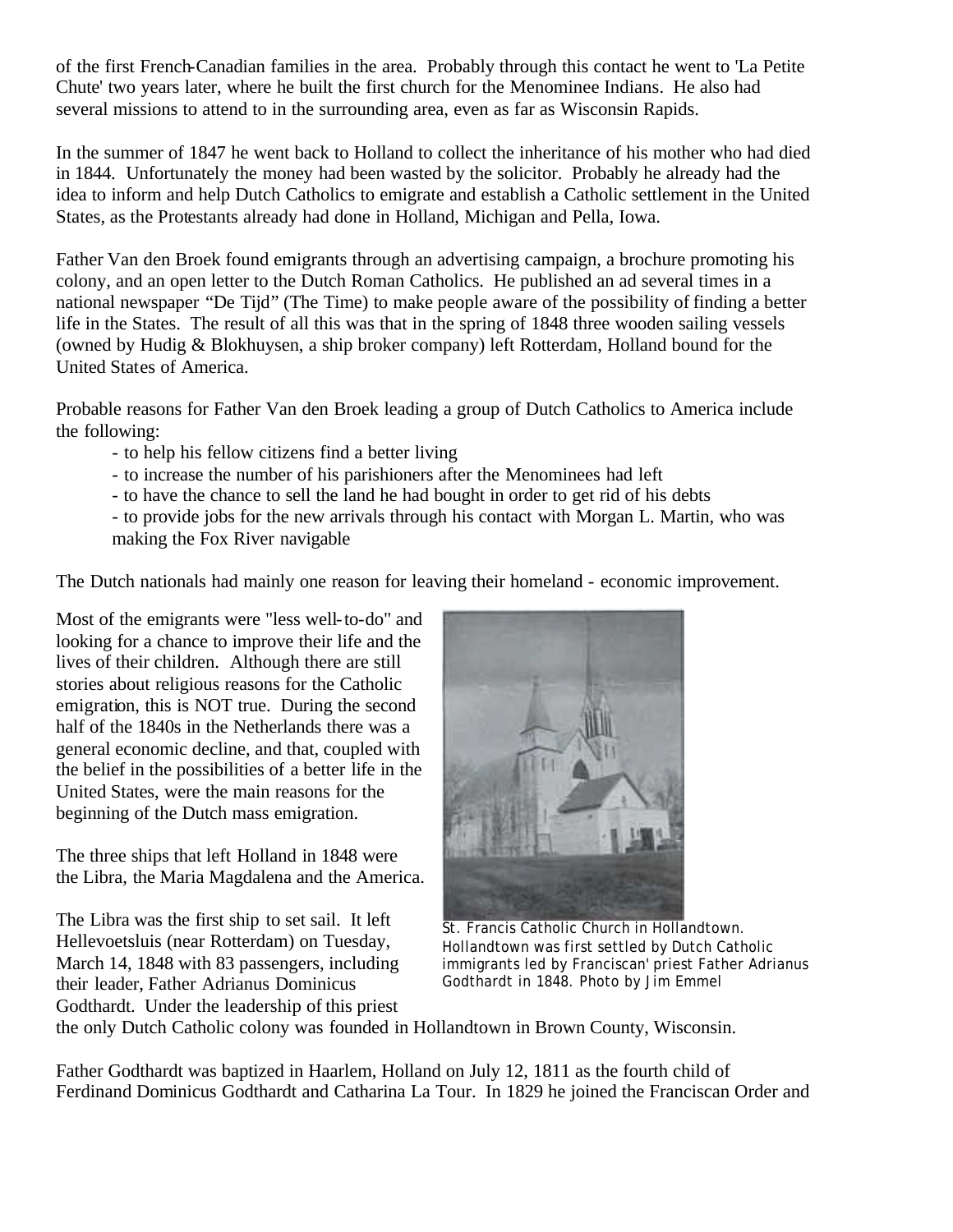of the first French-Canadian families in the area. Probably through this contact he went to 'La Petite Chute' two years later, where he built the first church for the Menominee Indians. He also had several missions to attend to in the surrounding area, even as far as Wisconsin Rapids.

In the summer of 1847 he went back to Holland to collect the inheritance of his mother who had died in 1844. Unfortunately the money had been wasted by the solicitor. Probably he already had the idea to inform and help Dutch Catholics to emigrate and establish a Catholic settlement in the United States, as the Protestants already had done in Holland, Michigan and Pella, Iowa.

Father Van den Broek found emigrants through an advertising campaign, a brochure promoting his colony, and an open letter to the Dutch Roman Catholics. He published an ad several times in a national newspaper "De Tijd" (The Time) to make people aware of the possibility of finding a better life in the States. The result of all this was that in the spring of 1848 three wooden sailing vessels (owned by Hudig & Blokhuysen, a ship broker company) left Rotterdam, Holland bound for the United States of America.

Probable reasons for Father Van den Broek leading a group of Dutch Catholics to America include the following:

- to help his fellow citizens find a better living
- to increase the number of his parishioners after the Menominees had left
- to have the chance to sell the land he had bought in order to get rid of his debts
- to provide jobs for the new arrivals through his contact with Morgan L. Martin, who was making the Fox River navigable

The Dutch nationals had mainly one reason for leaving their homeland - economic improvement.

Most of the emigrants were "less well-to-do" and looking for a chance to improve their life and the lives of their children. Although there are still stories about religious reasons for the Catholic emigration, this is NOT true. During the second half of the 1840s in the Netherlands there was a general economic decline, and that, coupled with the belief in the possibilities of a better life in the United States, were the main reasons for the beginning of the Dutch mass emigration.

The three ships that left Holland in 1848 were the Libra, the Maria Magdalena and the America.

St. Francis Catholic Church in Hollandtown. Hollandtown was first settled by Dutch Catholic immigrants led by Franciscan' priest Father Adrianus Godthardt in 1848. Photo by Jim Emmel

The Libra was the first ship to set sail. It left Hellevoetsluis (near Rotterdam) on Tuesday, March 14, 1848 with 83 passengers, including their leader, Father Adrianus Dominicus Godthardt. Under the leadership of this priest the only Dutch Catholic colony was founded in Hollandtown in Brown County, Wisconsin.

Father Godthardt was baptized in Haarlem, Holland on July 12, 1811 as the fourth child of Ferdinand Dominicus Godthardt and Catharina La Tour. In 1829 he joined the Franciscan Order and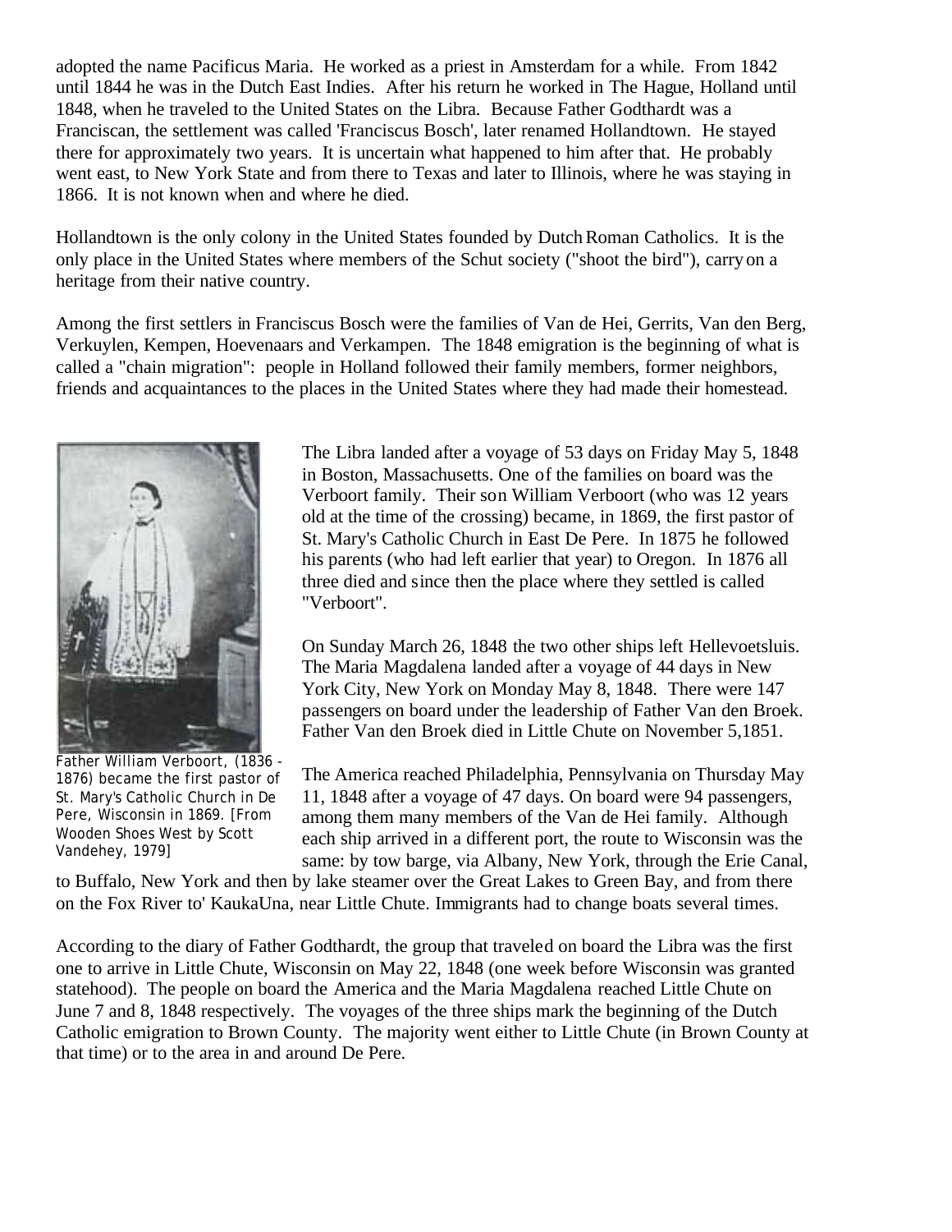adopted the name Pacificus Maria. He worked as a priest in Amsterdam for a while. From 1842 until 1844 he was in the Dutch East Indies. After his return he worked in The Hague, Holland until 1848, when he traveled to the United States on the Libra. Because Father Godthardt was a Franciscan, the settlement was called 'Franciscus Bosch', later renamed Hollandtown. He stayed there for approximately two years. It is uncertain what happened to him after that. He probably went east, to New York State and from there to Texas and later to Illinois, where he was staying in 1866. It is not known when and where he died.

Hollandtown is the only colony in the United States founded by Dutch Roman Catholics. It is the only place in the United States where members of the Schut society ("shoot the bird"), carry on a heritage from their native country.

Among the first settlers in Franciscus Bosch were the families of Van de Hei, Gerrits, Van den Berg, Verkuylen, Kempen, Hoevenaars and Verkampen. The 1848 emigration is the beginning of what is called a "chain migration": people in Holland followed their family members, former neighbors, friends and acquaintances to the places in the United States where they had made their homestead.

Father William Verboort, (1836 - 1876) became the first pastor of St. Mary's Catholic Church in De Pere, Wisconsin in 1869. [From Wooden Shoes West by Scott Vandehey, 1979]

The Libra landed after a voyage of 53 days on Friday May 5, 1848 in Boston, Massachusetts. One of the families on board was the Verboort family. Their son William Verboort (who was 12 years old at the time of the crossing) became, in 1869, the first pastor of St. Mary's Catholic Church in East De Pere. In 1875 he followed his parents (who had left earlier that year) to Oregon. In 1876 all three died and since then the place where they settled is called "Verboort".

On Sunday March 26, 1848 the two other ships left Hellevoetsluis. The Maria Magdalena landed after a voyage of 44 days in New York City, New York on Monday May 8, 1848. There were 147 passengers on board under the leadership of Father Van den Broek. Father Van den Broek died in Little Chute on November 5,1851.

The America reached Philadelphia, Pennsylvania on Thursday May 11, 1848 after a voyage of 47 days. On board were 94 passengers, among them many members of the Van de Hei family. Although each ship arrived in a different port, the route to Wisconsin was the same: by tow barge, via Albany, New York, through the Erie Canal, to Buffalo, New York and then by lake steamer over the Great Lakes to Green Bay, and from there on the Fox River to' KaukaUna, near Little Chute. Immigrants had to change boats several times.

According to the diary of Father Godthardt, the group that traveled on board the Libra was the first one to arrive in Little Chute, Wisconsin on May 22, 1848 (one week before Wisconsin was granted statehood). The people on board the America and the Maria Magdalena reached Little Chute on June 7 and 8, 1848 respectively. The voyages of the three ships mark the beginning of the Dutch Catholic emigration to Brown County. The majority went either to Little Chute (in Brown County at that time) or to the area in and around De Pere.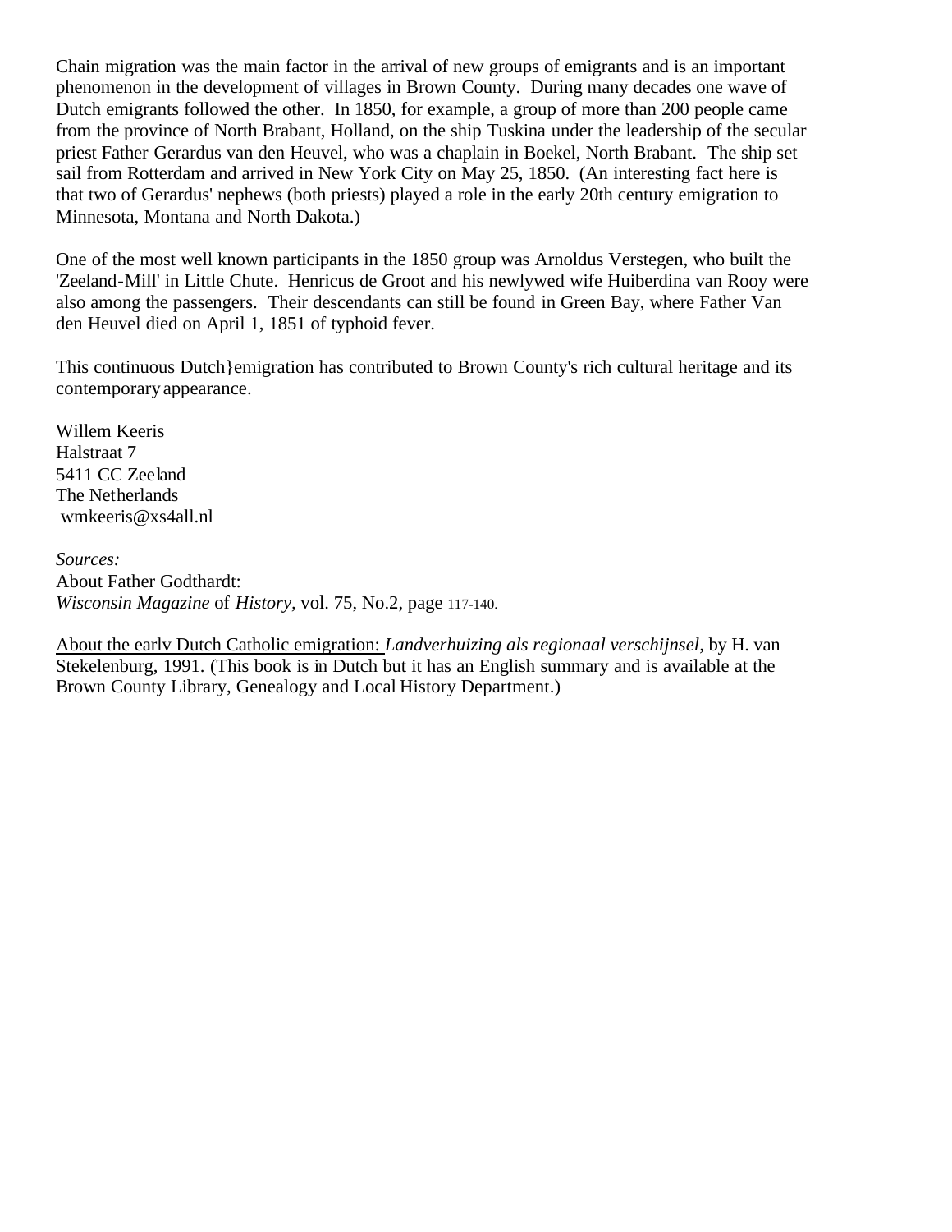Chain migration was the main factor in the arrival of new groups of emigrants and is an important phenomenon in the development of villages in Brown County. During many decades one wave of Dutch emigrants followed the other. In 1850, for example, a group of more than 200 people came from the province of North Brabant, Holland, on the ship Tuskina under the leadership of the secular priest Father Gerardus van den Heuvel, who was a chaplain in Boekel, North Brabant. The ship set sail from Rotterdam and arrived in New York City on May 25, 1850. (An interesting fact here is that two of Gerardus' nephews (both priests) played a role in the early 20th century emigration to Minnesota, Montana and North Dakota.)

One of the most well known participants in the 1850 group was Arnoldus Verstegen, who built the 'Zeeland-Mill' in Little Chute. Henricus de Groot and his newlywed wife Huiberdina van Rooy were also among the passengers. Their descendants can still be found in Green Bay, where Father Van den Heuvel died on April 1, 1851 of typhoid fever.

This continuous Dutch}emigration has contributed to Brown County's rich cultural heritage and its contemporary appearance.

Willem Keeris
Halstraat 7
5411 CC Zeeland
The Netherlands
wmkeeris@xs4all.nl

*Sources:*
About Father Godthardt:
*Wisconsin Magazine* of *History*, vol. 75, No.2, page 117-140.

About the early Dutch Catholic emigration: *Landverhuizing als regionaal verschijnsel*, by H. van Stekelenburg, 1991. (This book is in Dutch but it has an English summary and is available at the Brown County Library, Genealogy and Local History Department.)